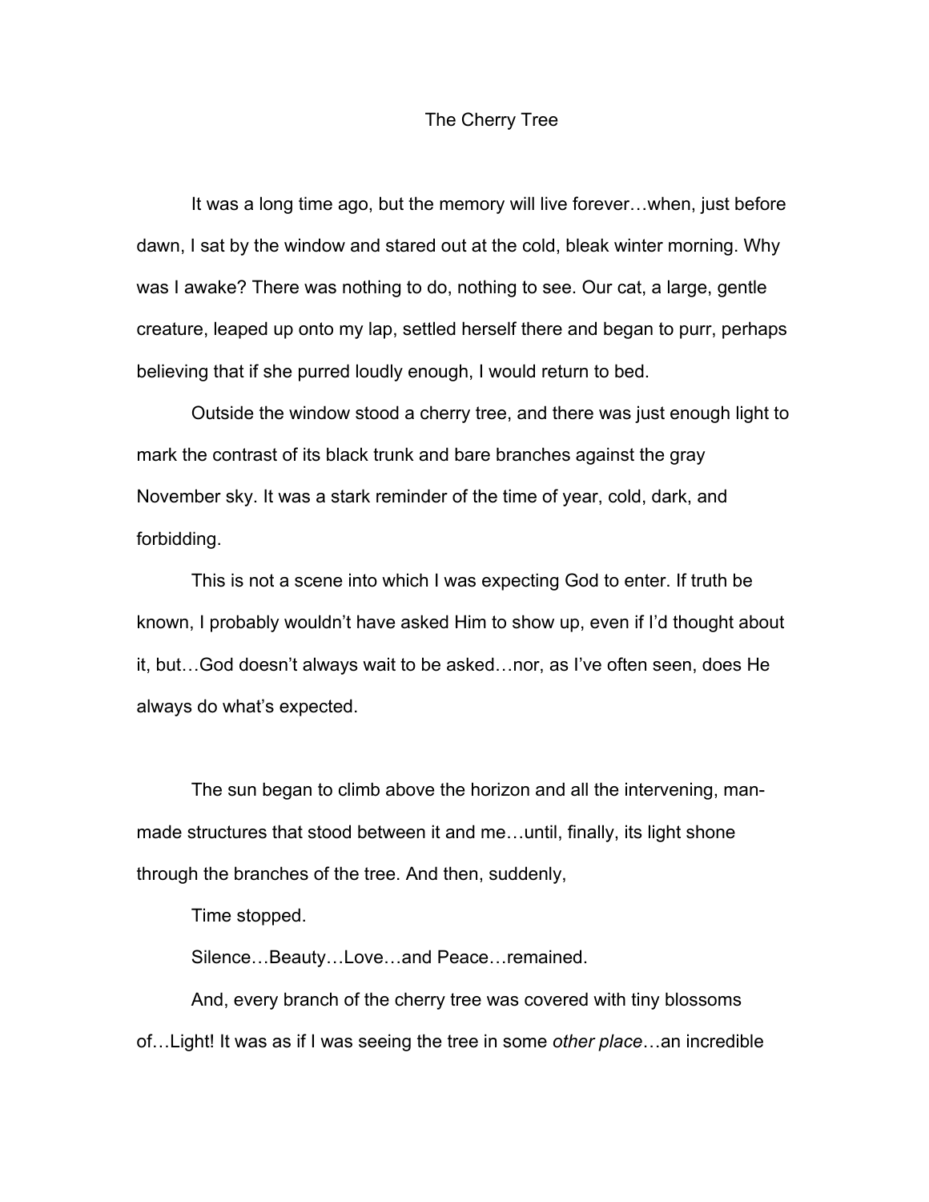# The Cherry Tree

It was a long time ago, but the memory will live forever…when, just before dawn, I sat by the window and stared out at the cold, bleak winter morning. Why was I awake? There was nothing to do, nothing to see. Our cat, a large, gentle creature, leaped up onto my lap, settled herself there and began to purr, perhaps believing that if she purred loudly enough, I would return to bed.

Outside the window stood a cherry tree, and there was just enough light to mark the contrast of its black trunk and bare branches against the gray November sky. It was a stark reminder of the time of year, cold, dark, and forbidding.

This is not a scene into which I was expecting God to enter. If truth be known, I probably wouldn't have asked Him to show up, even if I'd thought about it, but…God doesn't always wait to be asked…nor, as I've often seen, does He always do what's expected.

The sun began to climb above the horizon and all the intervening, man-made structures that stood between it and me…until, finally, its light shone through the branches of the tree. And then, suddenly,

Time stopped.

Silence…Beauty…Love…and Peace…remained.

And, every branch of the cherry tree was covered with tiny blossoms of…Light! It was as if I was seeing the tree in some *other place*…an incredible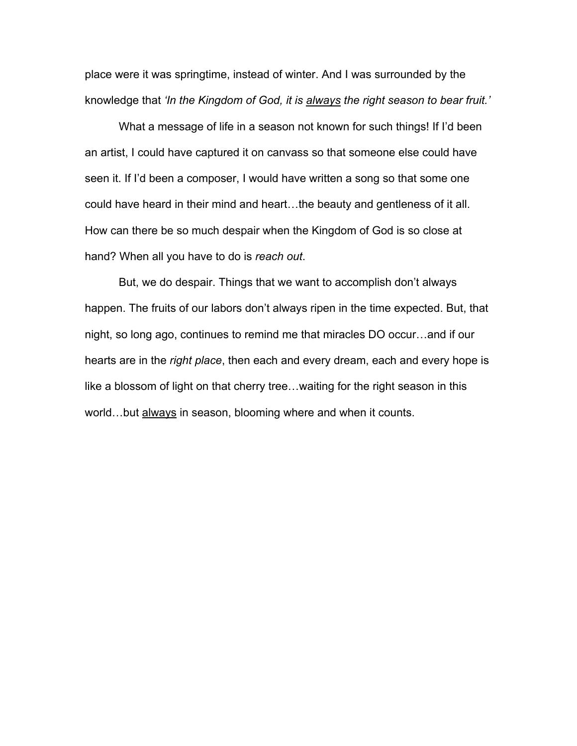place were it was springtime, instead of winter. And I was surrounded by the knowledge that *'In the Kingdom of God, it is <u>always</u> the right season to bear fruit.'*

What a message of life in a season not known for such things! If I'd been an artist, I could have captured it on canvass so that someone else could have seen it. If I'd been a composer, I would have written a song so that some one could have heard in their mind and heart…the beauty and gentleness of it all. How can there be so much despair when the Kingdom of God is so close at hand? When all you have to do is *reach out*.

But, we do despair. Things that we want to accomplish don't always happen. The fruits of our labors don't always ripen in the time expected. But, that night, so long ago, continues to remind me that miracles DO occur…and if our hearts are in the *right place*, then each and every dream, each and every hope is like a blossom of light on that cherry tree…waiting for the right season in this world…but <u>always</u> in season, blooming where and when it counts.